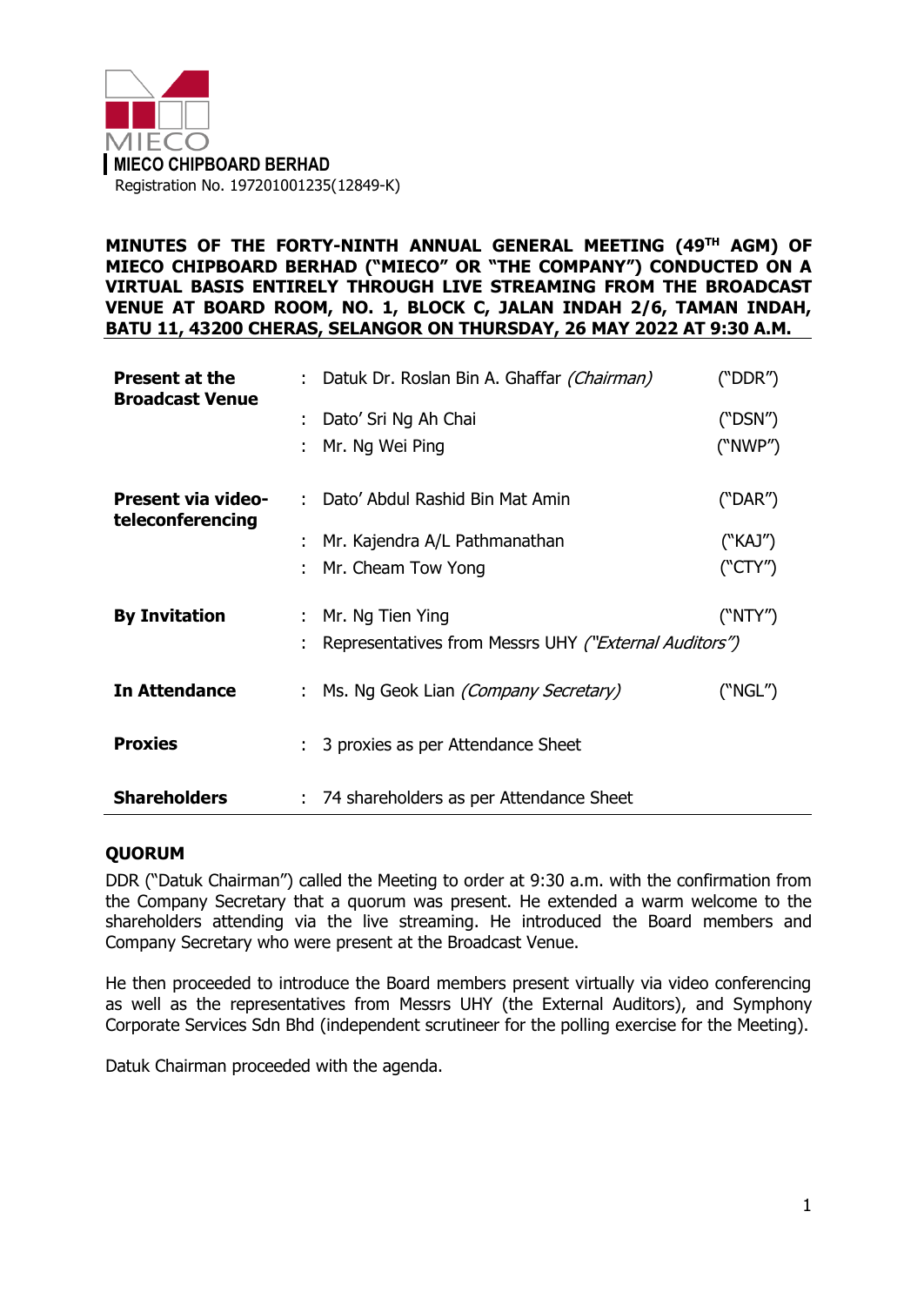MIECO

**MIECO CHIPBOARD BERHAD**
Registration No. 197201001235(12849-K)

**MINUTES OF THE FORTY-NINTH ANNUAL GENERAL MEETING (49TH AGM) OF MIECO CHIPBOARD BERHAD ("MIECO" OR "THE COMPANY") CONDUCTED ON A VIRTUAL BASIS ENTIRELY THROUGH LIVE STREAMING FROM THE BROADCAST VENUE AT BOARD ROOM, NO. 1, BLOCK C, JALAN INDAH 2/6, TAMAN INDAH, BATU 11, 43200 CHERAS, SELANGOR ON THURSDAY, 26 MAY 2022 AT 9:30 A.M.**

| | | | |
|---|---|---|---|
| **Present at the Broadcast Venue** | : | Datuk Dr. Roslan Bin A. Ghaffar *(Chairman)* | ("DDR") |
| | : | Dato' Sri Ng Ah Chai | ("DSN") |
| | : | Mr. Ng Wei Ping | ("NWP") |
| **Present via video-teleconferencing** | : | Dato' Abdul Rashid Bin Mat Amin | ("DAR") |
| | : | Mr. Kajendra A/L Pathmanathan | ("KAJ") |
| | : | Mr. Cheam Tow Yong | ("CTY") |
| **By Invitation** | : | Mr. Ng Tien Ying | ("NTY") |
| | : | Representatives from Messrs UHY *("External Auditors")* | |
| **In Attendance** | : | Ms. Ng Geok Lian *(Company Secretary)* | ("NGL") |
| **Proxies** | : | 3 proxies as per Attendance Sheet | |
| **Shareholders** | : | 74 shareholders as per Attendance Sheet | |

## QUORUM

DDR ("Datuk Chairman") called the Meeting to order at 9:30 a.m. with the confirmation from the Company Secretary that a quorum was present. He extended a warm welcome to the shareholders attending via the live streaming. He introduced the Board members and Company Secretary who were present at the Broadcast Venue.

He then proceeded to introduce the Board members present virtually via video conferencing as well as the representatives from Messrs UHY (the External Auditors), and Symphony Corporate Services Sdn Bhd (independent scrutineer for the polling exercise for the Meeting).

Datuk Chairman proceeded with the agenda.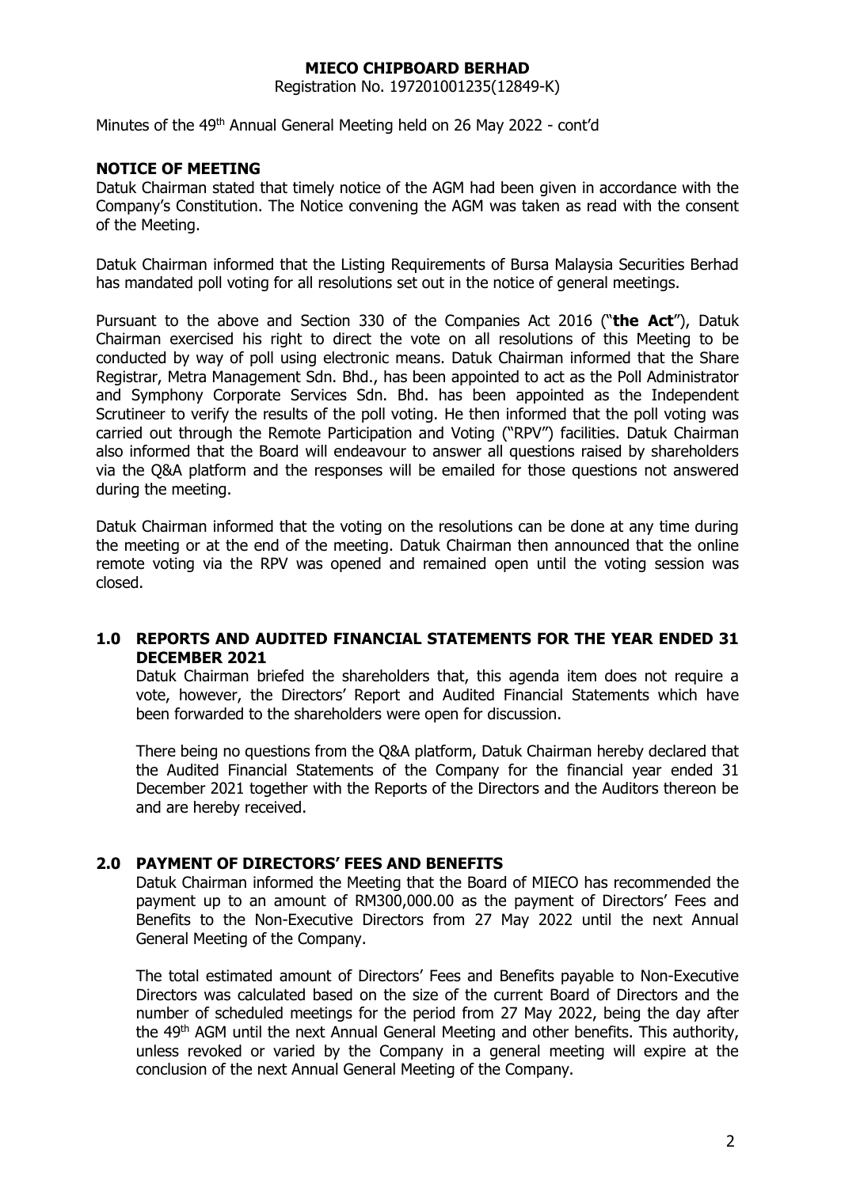**MIECO CHIPBOARD BERHAD**
Registration No. 197201001235(12849-K)

Minutes of the 49th Annual General Meeting held on 26 May 2022 - cont'd

## NOTICE OF MEETING

Datuk Chairman stated that timely notice of the AGM had been given in accordance with the Company's Constitution. The Notice convening the AGM was taken as read with the consent of the Meeting.

Datuk Chairman informed that the Listing Requirements of Bursa Malaysia Securities Berhad has mandated poll voting for all resolutions set out in the notice of general meetings.

Pursuant to the above and Section 330 of the Companies Act 2016 ("**the Act**"), Datuk Chairman exercised his right to direct the vote on all resolutions of this Meeting to be conducted by way of poll using electronic means. Datuk Chairman informed that the Share Registrar, Metra Management Sdn. Bhd., has been appointed to act as the Poll Administrator and Symphony Corporate Services Sdn. Bhd. has been appointed as the Independent Scrutineer to verify the results of the poll voting. He then informed that the poll voting was carried out through the Remote Participation and Voting ("RPV") facilities. Datuk Chairman also informed that the Board will endeavour to answer all questions raised by shareholders via the Q&A platform and the responses will be emailed for those questions not answered during the meeting.

Datuk Chairman informed that the voting on the resolutions can be done at any time during the meeting or at the end of the meeting. Datuk Chairman then announced that the online remote voting via the RPV was opened and remained open until the voting session was closed.

## 1.0 REPORTS AND AUDITED FINANCIAL STATEMENTS FOR THE YEAR ENDED 31 DECEMBER 2021

Datuk Chairman briefed the shareholders that, this agenda item does not require a vote, however, the Directors' Report and Audited Financial Statements which have been forwarded to the shareholders were open for discussion.

There being no questions from the Q&A platform, Datuk Chairman hereby declared that the Audited Financial Statements of the Company for the financial year ended 31 December 2021 together with the Reports of the Directors and the Auditors thereon be and are hereby received.

## 2.0 PAYMENT OF DIRECTORS' FEES AND BENEFITS

Datuk Chairman informed the Meeting that the Board of MIECO has recommended the payment up to an amount of RM300,000.00 as the payment of Directors' Fees and Benefits to the Non-Executive Directors from 27 May 2022 until the next Annual General Meeting of the Company.

The total estimated amount of Directors' Fees and Benefits payable to Non-Executive Directors was calculated based on the size of the current Board of Directors and the number of scheduled meetings for the period from 27 May 2022, being the day after the 49th AGM until the next Annual General Meeting and other benefits. This authority, unless revoked or varied by the Company in a general meeting will expire at the conclusion of the next Annual General Meeting of the Company.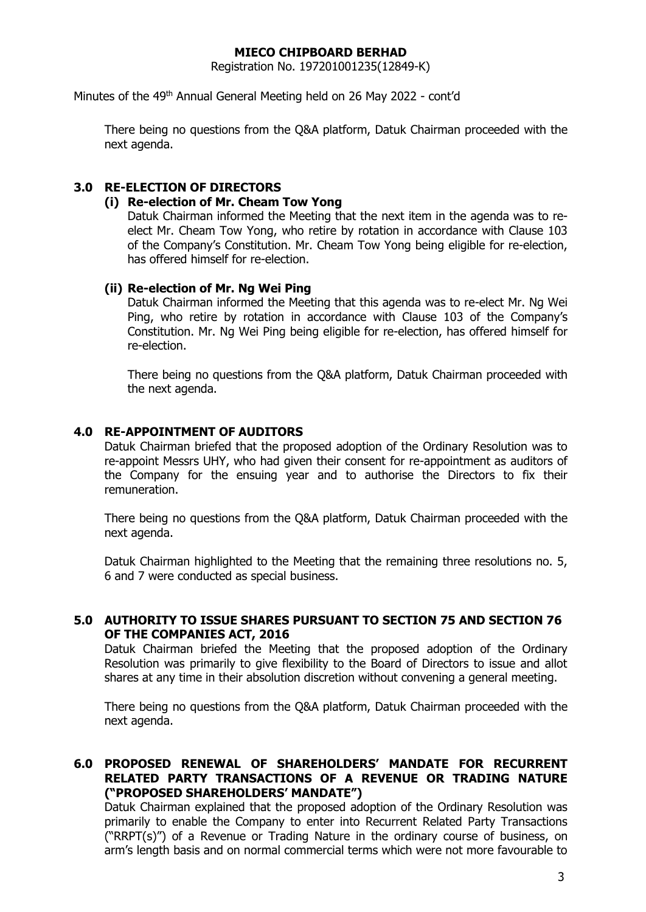There being no questions from the Q&A platform, Datuk Chairman proceeded with the next agenda.

## 3.0 RE-ELECTION OF DIRECTORS

### (i) Re-election of Mr. Cheam Tow Yong

Datuk Chairman informed the Meeting that the next item in the agenda was to re-elect Mr. Cheam Tow Yong, who retire by rotation in accordance with Clause 103 of the Company's Constitution. Mr. Cheam Tow Yong being eligible for re-election, has offered himself for re-election.

### (ii) Re-election of Mr. Ng Wei Ping

Datuk Chairman informed the Meeting that this agenda was to re-elect Mr. Ng Wei Ping, who retire by rotation in accordance with Clause 103 of the Company's Constitution. Mr. Ng Wei Ping being eligible for re-election, has offered himself for re-election.

There being no questions from the Q&A platform, Datuk Chairman proceeded with the next agenda.

## 4.0 RE-APPOINTMENT OF AUDITORS

Datuk Chairman briefed that the proposed adoption of the Ordinary Resolution was to re-appoint Messrs UHY, who had given their consent for re-appointment as auditors of the Company for the ensuing year and to authorise the Directors to fix their remuneration.

There being no questions from the Q&A platform, Datuk Chairman proceeded with the next agenda.

Datuk Chairman highlighted to the Meeting that the remaining three resolutions no. 5, 6 and 7 were conducted as special business.

## 5.0 AUTHORITY TO ISSUE SHARES PURSUANT TO SECTION 75 AND SECTION 76 OF THE COMPANIES ACT, 2016

Datuk Chairman briefed the Meeting that the proposed adoption of the Ordinary Resolution was primarily to give flexibility to the Board of Directors to issue and allot shares at any time in their absolution discretion without convening a general meeting.

There being no questions from the Q&A platform, Datuk Chairman proceeded with the next agenda.

## 6.0 PROPOSED RENEWAL OF SHAREHOLDERS' MANDATE FOR RECURRENT RELATED PARTY TRANSACTIONS OF A REVENUE OR TRADING NATURE ("PROPOSED SHAREHOLDERS' MANDATE")

Datuk Chairman explained that the proposed adoption of the Ordinary Resolution was primarily to enable the Company to enter into Recurrent Related Party Transactions ("RRPT(s)") of a Revenue or Trading Nature in the ordinary course of business, on arm's length basis and on normal commercial terms which were not more favourable to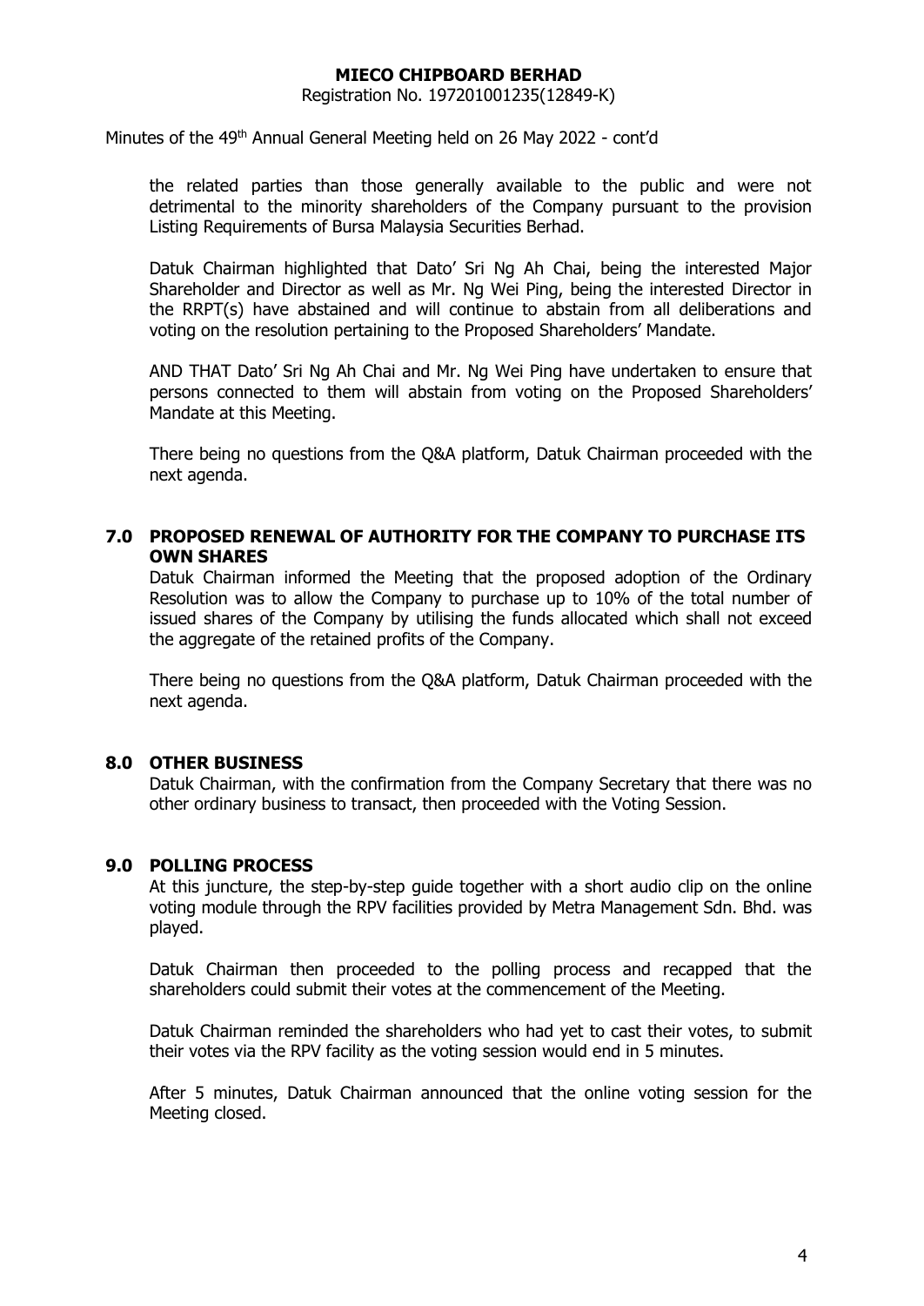the related parties than those generally available to the public and were not detrimental to the minority shareholders of the Company pursuant to the provision Listing Requirements of Bursa Malaysia Securities Berhad.

Datuk Chairman highlighted that Dato' Sri Ng Ah Chai, being the interested Major Shareholder and Director as well as Mr. Ng Wei Ping, being the interested Director in the RRPT(s) have abstained and will continue to abstain from all deliberations and voting on the resolution pertaining to the Proposed Shareholders' Mandate.

AND THAT Dato' Sri Ng Ah Chai and Mr. Ng Wei Ping have undertaken to ensure that persons connected to them will abstain from voting on the Proposed Shareholders' Mandate at this Meeting.

There being no questions from the Q&A platform, Datuk Chairman proceeded with the next agenda.

## 7.0 PROPOSED RENEWAL OF AUTHORITY FOR THE COMPANY TO PURCHASE ITS OWN SHARES

Datuk Chairman informed the Meeting that the proposed adoption of the Ordinary Resolution was to allow the Company to purchase up to 10% of the total number of issued shares of the Company by utilising the funds allocated which shall not exceed the aggregate of the retained profits of the Company.

There being no questions from the Q&A platform, Datuk Chairman proceeded with the next agenda.

## 8.0 OTHER BUSINESS

Datuk Chairman, with the confirmation from the Company Secretary that there was no other ordinary business to transact, then proceeded with the Voting Session.

## 9.0 POLLING PROCESS

At this juncture, the step-by-step guide together with a short audio clip on the online voting module through the RPV facilities provided by Metra Management Sdn. Bhd. was played.

Datuk Chairman then proceeded to the polling process and recapped that the shareholders could submit their votes at the commencement of the Meeting.

Datuk Chairman reminded the shareholders who had yet to cast their votes, to submit their votes via the RPV facility as the voting session would end in 5 minutes.

After 5 minutes, Datuk Chairman announced that the online voting session for the Meeting closed.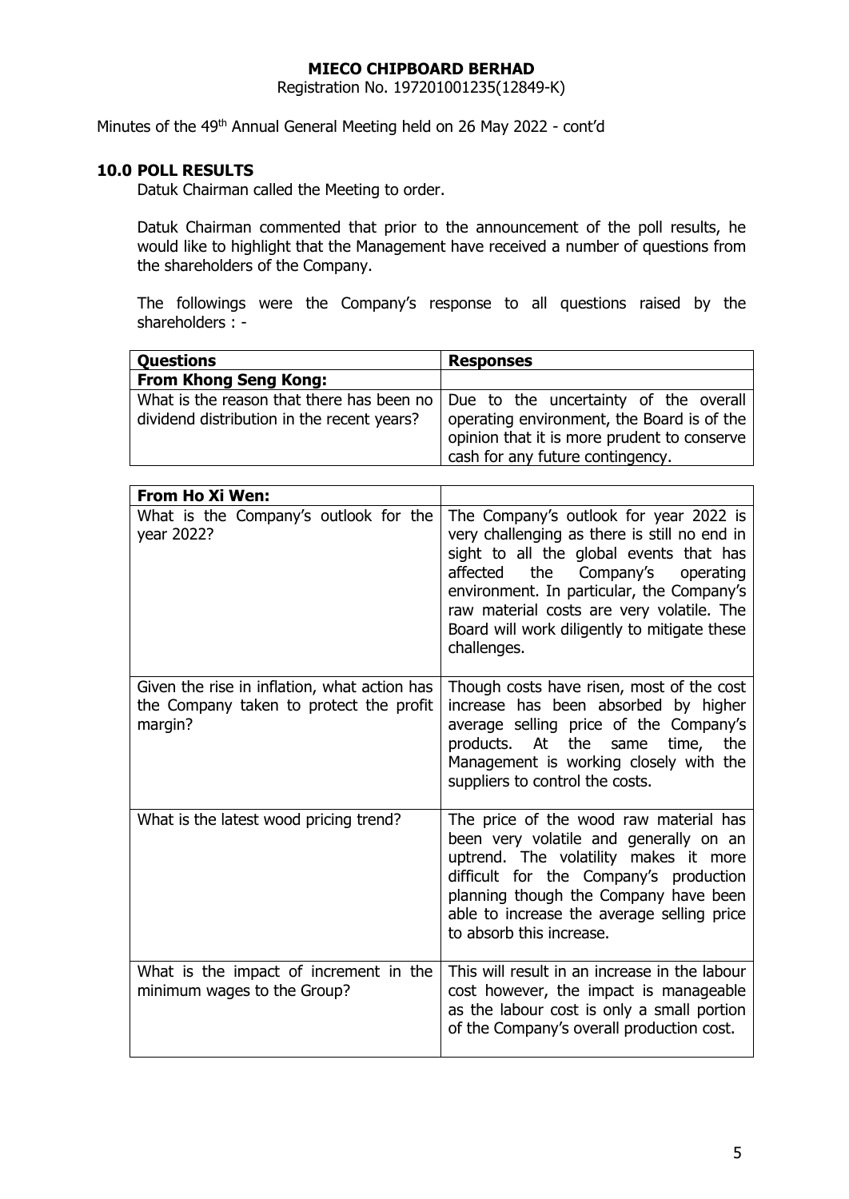**MIECO CHIPBOARD BERHAD**
Registration No. 197201001235(12849-K)

Minutes of the 49th Annual General Meeting held on 26 May 2022 - cont'd

## 10.0 POLL RESULTS

Datuk Chairman called the Meeting to order.

Datuk Chairman commented that prior to the announcement of the poll results, he would like to highlight that the Management have received a number of questions from the shareholders of the Company.

The followings were the Company's response to all questions raised by the shareholders : -

| Questions | Responses |
|---|---|
| **From Khong Seng Kong:** | |
| What is the reason that there has been no dividend distribution in the recent years? | Due to the uncertainty of the overall operating environment, the Board is of the opinion that it is more prudent to conserve cash for any future contingency. |

| **From Ho Xi Wen:** | |
|---|---|
| What is the Company's outlook for the year 2022? | The Company's outlook for year 2022 is very challenging as there is still no end in sight to all the global events that has affected the Company's operating environment. In particular, the Company's raw material costs are very volatile. The Board will work diligently to mitigate these challenges. |
| Given the rise in inflation, what action has the Company taken to protect the profit margin? | Though costs have risen, most of the cost increase has been absorbed by higher average selling price of the Company's products. At the same time, the Management is working closely with the suppliers to control the costs. |
| What is the latest wood pricing trend? | The price of the wood raw material has been very volatile and generally on an uptrend. The volatility makes it more difficult for the Company's production planning though the Company have been able to increase the average selling price to absorb this increase. |
| What is the impact of increment in the minimum wages to the Group? | This will result in an increase in the labour cost however, the impact is manageable as the labour cost is only a small portion of the Company's overall production cost. |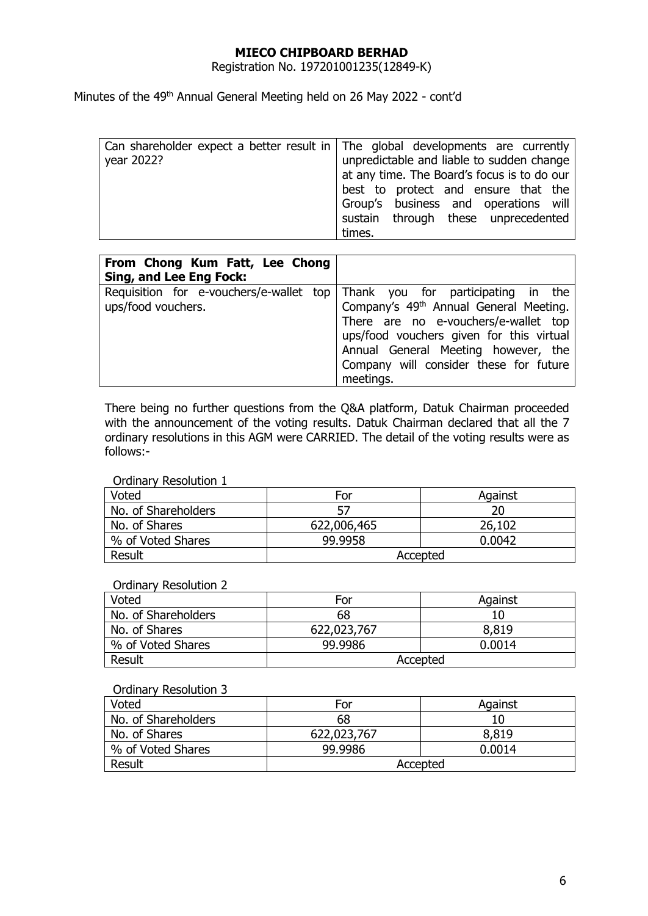**MIECO CHIPBOARD BERHAD**
Registration No. 197201001235(12849-K)

Minutes of the 49th Annual General Meeting held on 26 May 2022 - cont'd

| | |
|---|---|
| Can shareholder expect a better result in year 2022? | The global developments are currently unpredictable and liable to sudden change at any time. The Board's focus is to do our best to protect and ensure that the Group's business and operations will sustain through these unprecedented times. |

| **From Chong Kum Fatt, Lee Chong Sing, and Lee Eng Fock:** | |
|---|---|
| Requisition for e-vouchers/e-wallet top ups/food vouchers. | Thank you for participating in the Company's 49th Annual General Meeting. There are no e-vouchers/e-wallet top ups/food vouchers given for this virtual Annual General Meeting however, the Company will consider these for future meetings. |

There being no further questions from the Q&A platform, Datuk Chairman proceeded with the announcement of the voting results. Datuk Chairman declared that all the 7 ordinary resolutions in this AGM were CARRIED. The detail of the voting results were as follows:-

Ordinary Resolution 1

| Voted | For | Against |
|---|---|---|
| No. of Shareholders | 57 | 20 |
| No. of Shares | 622,006,465 | 26,102 |
| % of Voted Shares | 99.9958 | 0.0042 |
| Result | Accepted | |

Ordinary Resolution 2

| Voted | For | Against |
|---|---|---|
| No. of Shareholders | 68 | 10 |
| No. of Shares | 622,023,767 | 8,819 |
| % of Voted Shares | 99.9986 | 0.0014 |
| Result | Accepted | |

Ordinary Resolution 3

| Voted | For | Against |
|---|---|---|
| No. of Shareholders | 68 | 10 |
| No. of Shares | 622,023,767 | 8,819 |
| % of Voted Shares | 99.9986 | 0.0014 |
| Result | Accepted | |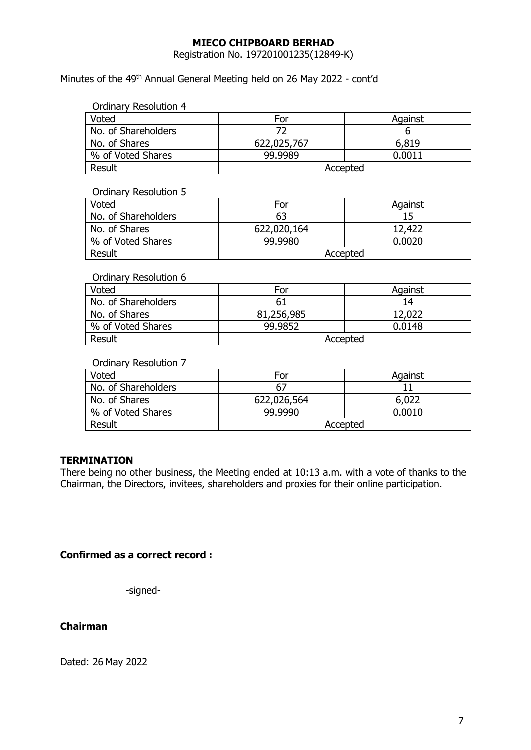Minutes of the 49th Annual General Meeting held on 26 May 2022 - cont'd

Ordinary Resolution 4

| Voted | For | Against |
|---|---|---|
| No. of Shareholders | 72 | 6 |
| No. of Shares | 622,025,767 | 6,819 |
| % of Voted Shares | 99.9989 | 0.0011 |
| Result | Accepted | |

Ordinary Resolution 5

| Voted | For | Against |
|---|---|---|
| No. of Shareholders | 63 | 15 |
| No. of Shares | 622,020,164 | 12,422 |
| % of Voted Shares | 99.9980 | 0.0020 |
| Result | Accepted | |

Ordinary Resolution 6

| Voted | For | Against |
|---|---|---|
| No. of Shareholders | 61 | 14 |
| No. of Shares | 81,256,985 | 12,022 |
| % of Voted Shares | 99.9852 | 0.0148 |
| Result | Accepted | |

Ordinary Resolution 7

| Voted | For | Against |
|---|---|---|
| No. of Shareholders | 67 | 11 |
| No. of Shares | 622,026,564 | 6,022 |
| % of Voted Shares | 99.9990 | 0.0010 |
| Result | Accepted | |

**TERMINATION**

There being no other business, the Meeting ended at 10:13 a.m. with a vote of thanks to the Chairman, the Directors, invitees, shareholders and proxies for their online participation.

**Confirmed as a correct record :**

-signed-

**Chairman**

Dated: 26 May 2022